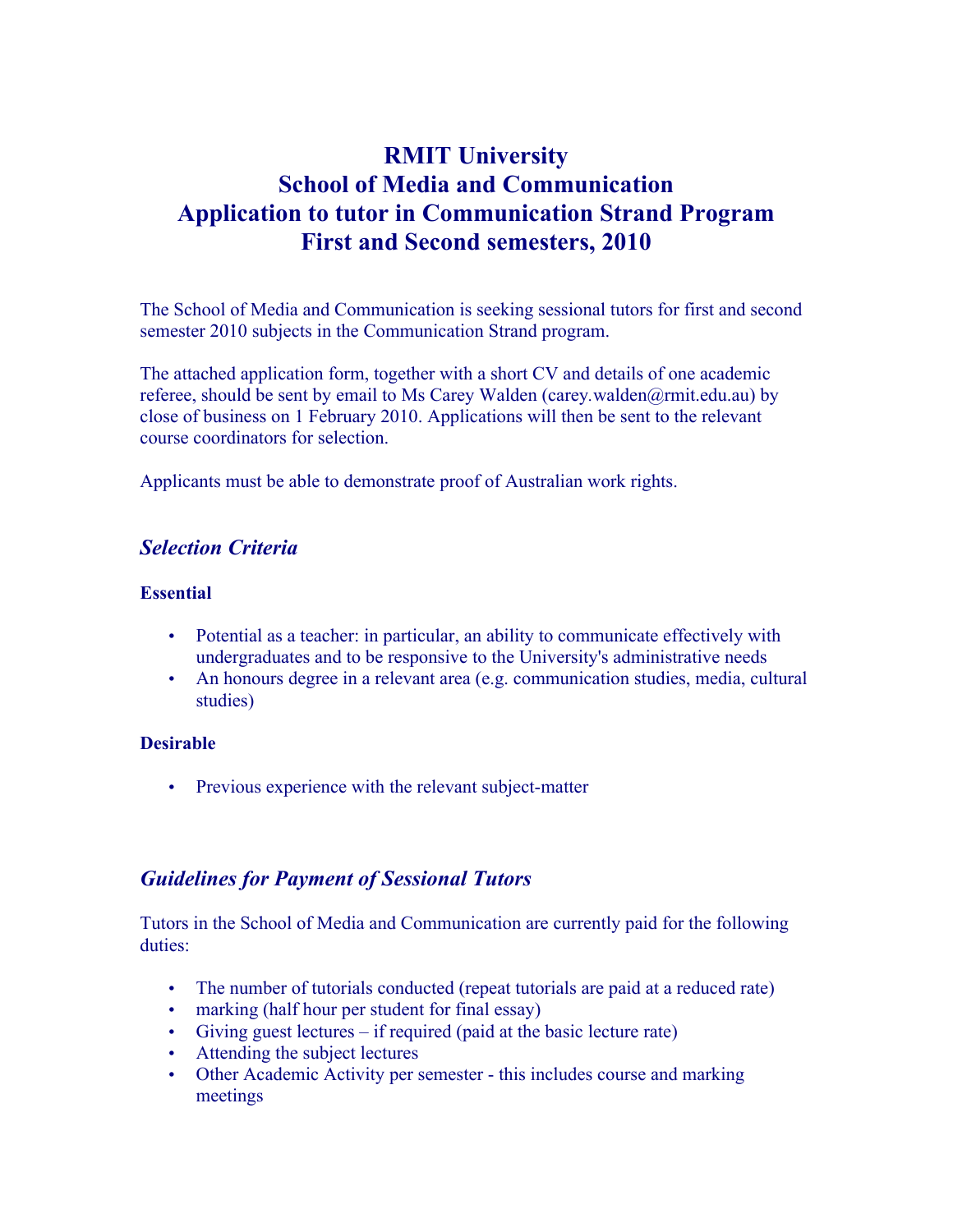# RMIT University
# School of Media and Communication
# Application to tutor in Communication Strand Program
# First and Second semesters, 2010

The School of Media and Communication is seeking sessional tutors for first and second semester 2010 subjects in the Communication Strand program.

The attached application form, together with a short CV and details of one academic referee, should be sent by email to Ms Carey Walden (carey.walden@rmit.edu.au) by close of business on 1 February 2010. Applications will then be sent to the relevant course coordinators for selection.

Applicants must be able to demonstrate proof of Australian work rights.

## *Selection Criteria*

**Essential**

- Potential as a teacher: in particular, an ability to communicate effectively with undergraduates and to be responsive to the University's administrative needs
- An honours degree in a relevant area (e.g. communication studies, media, cultural studies)

**Desirable**

- Previous experience with the relevant subject-matter

## *Guidelines for Payment of Sessional Tutors*

Tutors in the School of Media and Communication are currently paid for the following duties:

- The number of tutorials conducted (repeat tutorials are paid at a reduced rate)
- marking (half hour per student for final essay)
- Giving guest lectures – if required (paid at the basic lecture rate)
- Attending the subject lectures
- Other Academic Activity per semester - this includes course and marking meetings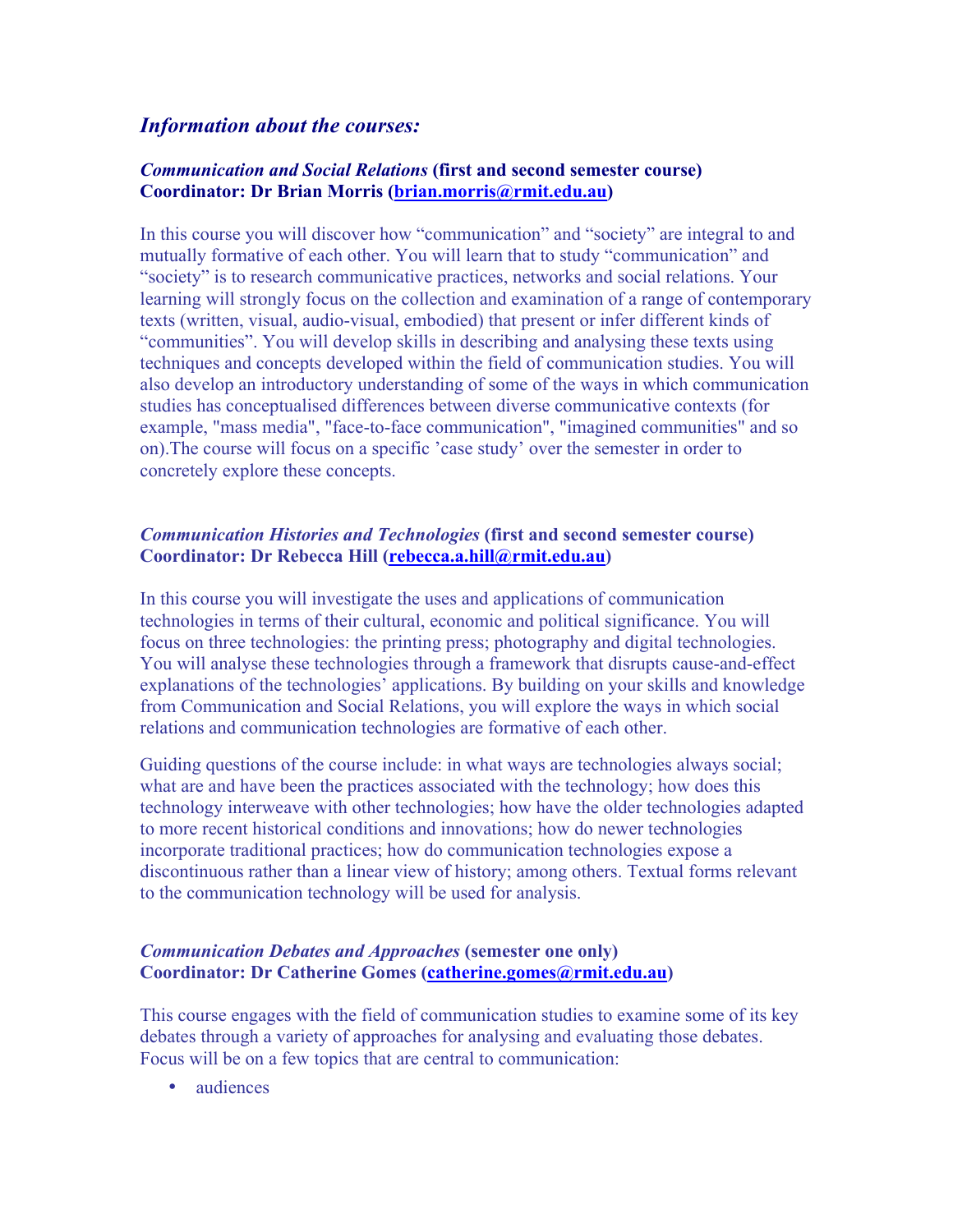## *Information about the courses:*

***Communication and Social Relations*** **(first and second semester course)**
**Coordinator: Dr Brian Morris (brian.morris@rmit.edu.au)**

In this course you will discover how "communication" and "society" are integral to and mutually formative of each other. You will learn that to study "communication" and "society" is to research communicative practices, networks and social relations. Your learning will strongly focus on the collection and examination of a range of contemporary texts (written, visual, audio-visual, embodied) that present or infer different kinds of "communities". You will develop skills in describing and analysing these texts using techniques and concepts developed within the field of communication studies. You will also develop an introductory understanding of some of the ways in which communication studies has conceptualised differences between diverse communicative contexts (for example, "mass media", "face-to-face communication", "imagined communities" and so on).The course will focus on a specific 'case study' over the semester in order to concretely explore these concepts.

***Communication Histories and Technologies*** **(first and second semester course)**
**Coordinator: Dr Rebecca Hill (rebecca.a.hill@rmit.edu.au)**

In this course you will investigate the uses and applications of communication technologies in terms of their cultural, economic and political significance. You will focus on three technologies: the printing press; photography and digital technologies. You will analyse these technologies through a framework that disrupts cause-and-effect explanations of the technologies' applications. By building on your skills and knowledge from Communication and Social Relations, you will explore the ways in which social relations and communication technologies are formative of each other.

Guiding questions of the course include: in what ways are technologies always social; what are and have been the practices associated with the technology; how does this technology interweave with other technologies; how have the older technologies adapted to more recent historical conditions and innovations; how do newer technologies incorporate traditional practices; how do communication technologies expose a discontinuous rather than a linear view of history; among others. Textual forms relevant to the communication technology will be used for analysis.

***Communication Debates and Approaches*** **(semester one only)**
**Coordinator: Dr Catherine Gomes (catherine.gomes@rmit.edu.au)**

This course engages with the field of communication studies to examine some of its key debates through a variety of approaches for analysing and evaluating those debates. Focus will be on a few topics that are central to communication:

- audiences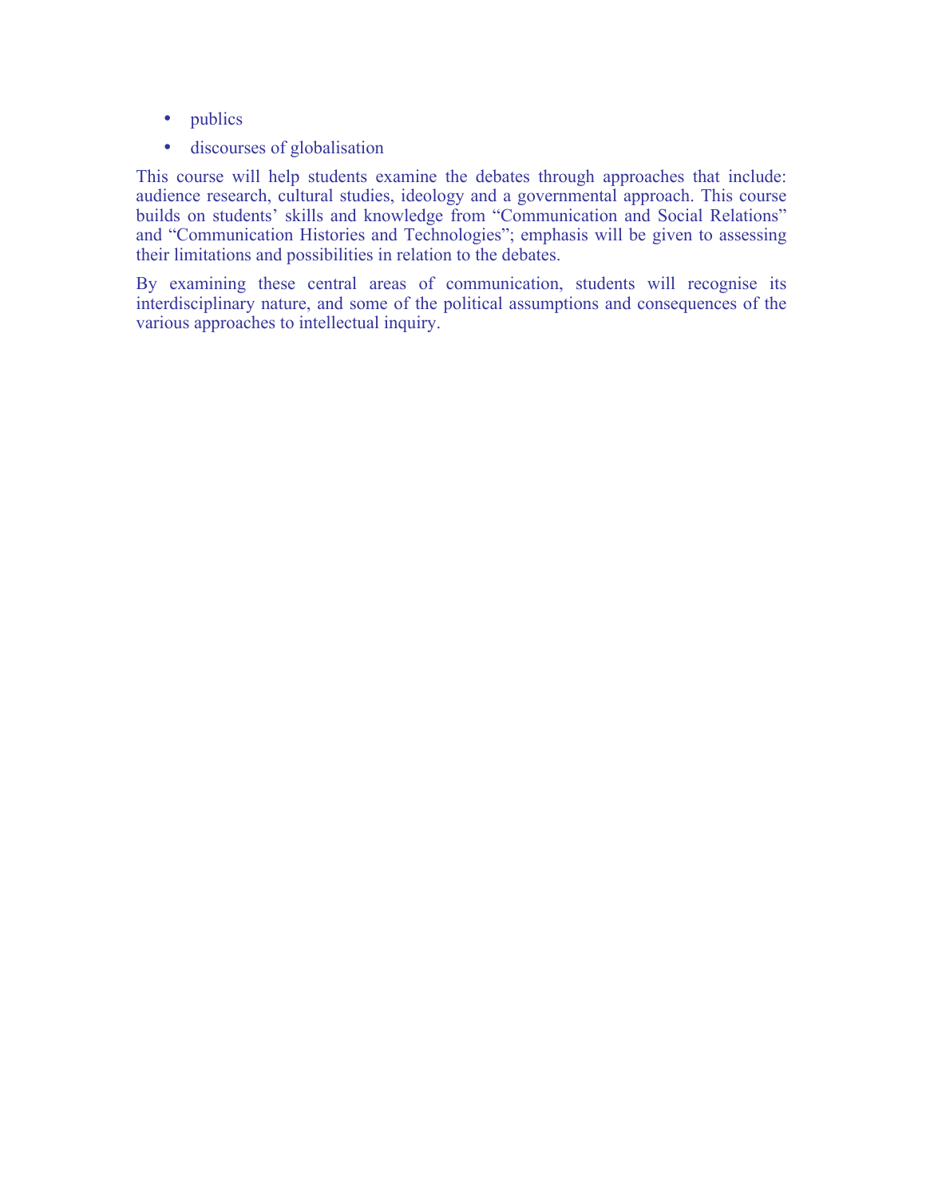- publics
- discourses of globalisation

This course will help students examine the debates through approaches that include: audience research, cultural studies, ideology and a governmental approach. This course builds on students' skills and knowledge from "Communication and Social Relations" and "Communication Histories and Technologies"; emphasis will be given to assessing their limitations and possibilities in relation to the debates.

By examining these central areas of communication, students will recognise its interdisciplinary nature, and some of the political assumptions and consequences of the various approaches to intellectual inquiry.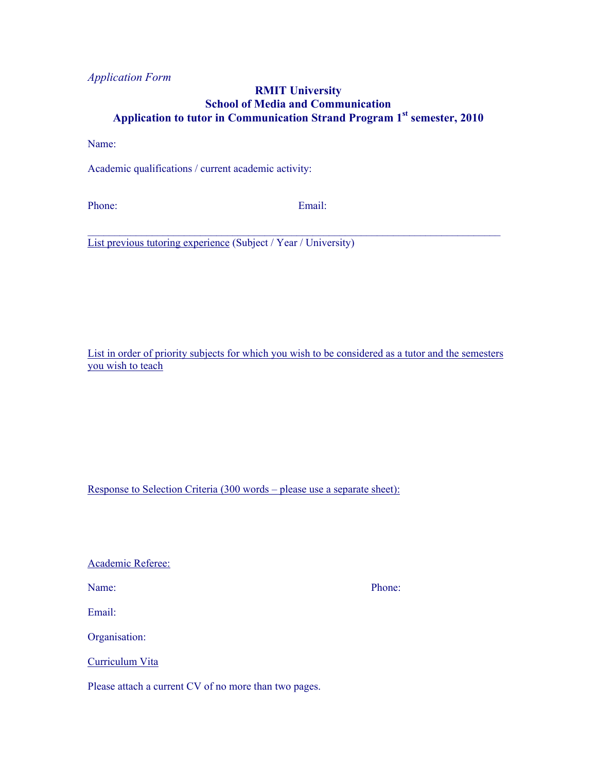*Application Form*

**RMIT University**
**School of Media and Communication**
**Application to tutor in Communication Strand Program 1st semester, 2010**

Name:

Academic qualifications / current academic activity:

Phone: Email:

---

<u>List previous tutoring experience</u> (Subject / Year / University)

<u>List in order of priority subjects for which you wish to be considered as a tutor and the semesters you wish to teach</u>

<u>Response to Selection Criteria (300 words – please use a separate sheet):</u>

<u>Academic Referee:</u>

Name: Phone:

Email:

Organisation:

<u>Curriculum Vita</u>

Please attach a current CV of no more than two pages.